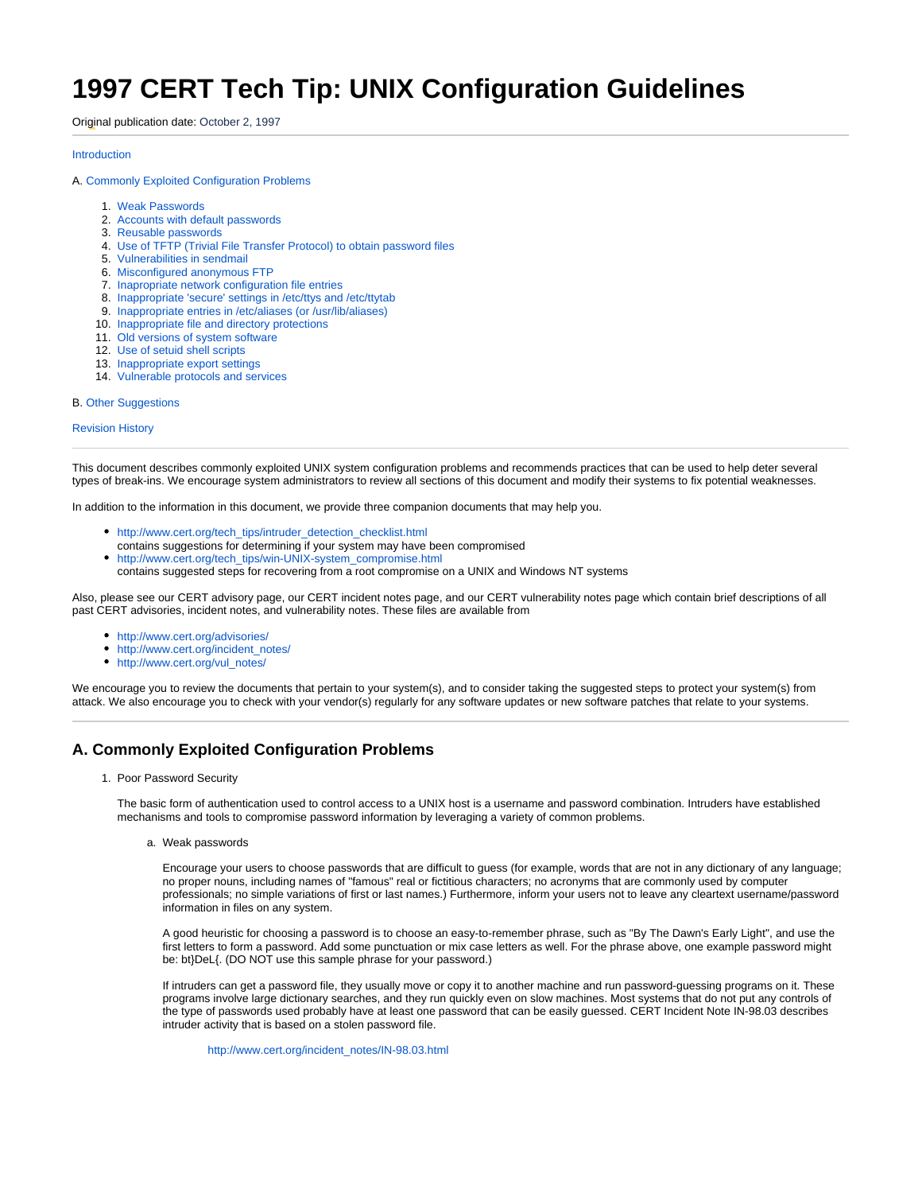# 1997 CERT Tech Tip: UNIX Configuration Guidelines

Original publication date: October 2, 1997

---

Introduction

A. Commonly Exploited Configuration Problems

1. Weak Passwords
2. Accounts with default passwords
3. Reusable passwords
4. Use of TFTP (Trivial File Transfer Protocol) to obtain password files
5. Vulnerabilities in sendmail
6. Misconfigured anonymous FTP
7. Inapropriate network configuration file entries
8. Inappropriate 'secure' settings in /etc/ttys and /etc/ttytab
9. Inappropriate entries in /etc/aliases (or /usr/lib/aliases)
10. Inappropriate file and directory protections
11. Old versions of system software
12. Use of setuid shell scripts
13. Inappropriate export settings
14. Vulnerable protocols and services

B. Other Suggestions

Revision History

---

This document describes commonly exploited UNIX system configuration problems and recommends practices that can be used to help deter several types of break-ins. We encourage system administrators to review all sections of this document and modify their systems to fix potential weaknesses.

In addition to the information in this document, we provide three companion documents that may help you.

- http://www.cert.org/tech_tips/intruder_detection_checklist.html
  contains suggestions for determining if your system may have been compromised
- http://www.cert.org/tech_tips/win-UNIX-system_compromise.html
  contains suggested steps for recovering from a root compromise on a UNIX and Windows NT systems

Also, please see our CERT advisory page, our CERT incident notes page, and our CERT vulnerability notes page which contain brief descriptions of all past CERT advisories, incident notes, and vulnerability notes. These files are available from

- http://www.cert.org/advisories/
- http://www.cert.org/incident_notes/
- http://www.cert.org/vul_notes/

We encourage you to review the documents that pertain to your system(s), and to consider taking the suggested steps to protect your system(s) from attack. We also encourage you to check with your vendor(s) regularly for any software updates or new software patches that relate to your systems.

---

## A. Commonly Exploited Configuration Problems

1. Poor Password Security

   The basic form of authentication used to control access to a UNIX host is a username and password combination. Intruders have established mechanisms and tools to compromise password information by leveraging a variety of common problems.

   a. Weak passwords

      Encourage your users to choose passwords that are difficult to guess (for example, words that are not in any dictionary of any language; no proper nouns, including names of "famous" real or fictitious characters; no acronyms that are commonly used by computer professionals; no simple variations of first or last names.) Furthermore, inform your users not to leave any cleartext username/password information in files on any system.

      A good heuristic for choosing a password is to choose an easy-to-remember phrase, such as "By The Dawn's Early Light", and use the first letters to form a password. Add some punctuation or mix case letters as well. For the phrase above, one example password might be: bt}DeL{. (DO NOT use this sample phrase for your password.)

      If intruders can get a password file, they usually move or copy it to another machine and run password-guessing programs on it. These programs involve large dictionary searches, and they run quickly even on slow machines. Most systems that do not put any controls of the type of passwords used probably have at least one password that can be easily guessed. CERT Incident Note IN-98.03 describes intruder activity that is based on a stolen password file.

      http://www.cert.org/incident_notes/IN-98.03.html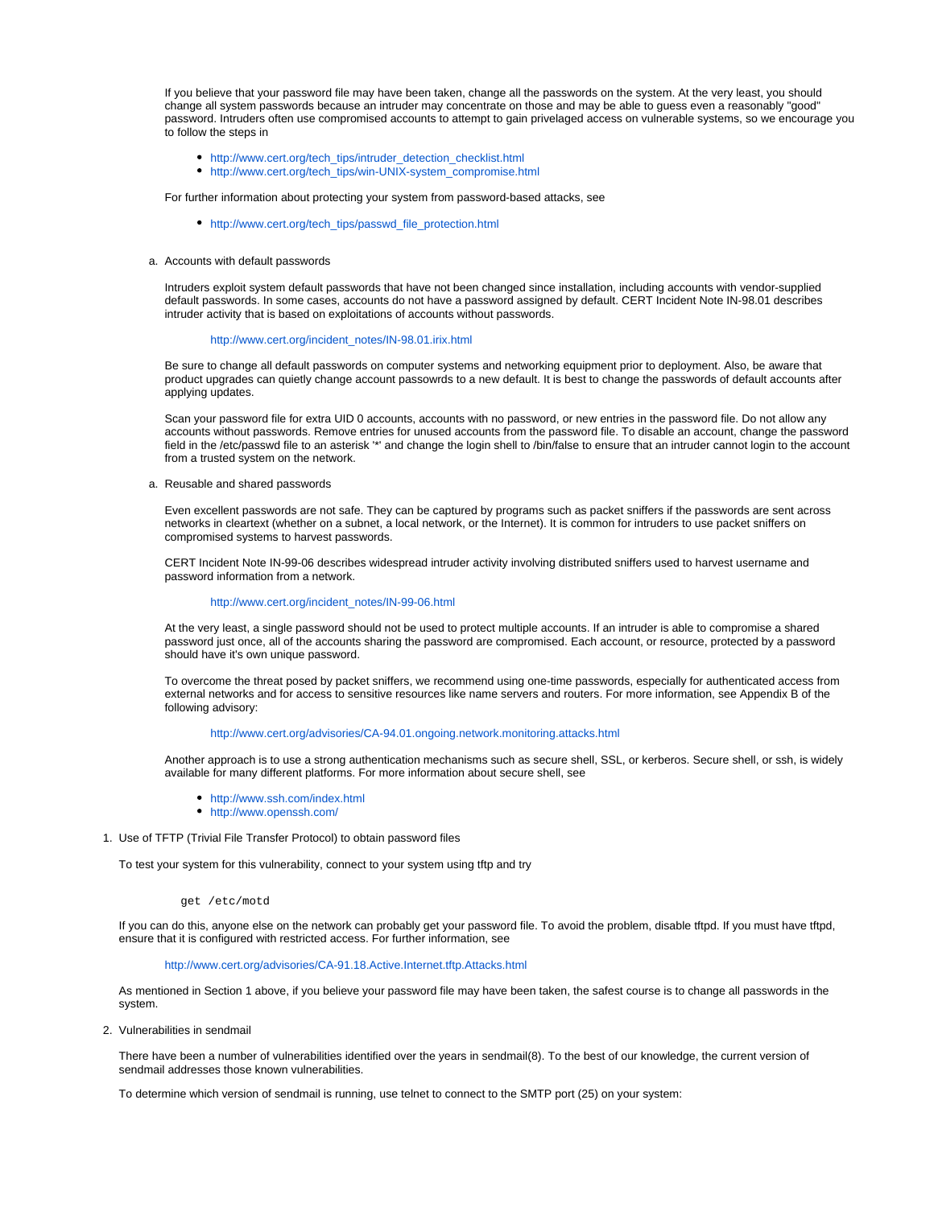If you believe that your password file may have been taken, change all the passwords on the system. At the very least, you should change all system passwords because an intruder may concentrate on those and may be able to guess even a reasonably "good" password. Intruders often use compromised accounts to attempt to gain privelaged access on vulnerable systems, so we encourage you to follow the steps in

- http://www.cert.org/tech_tips/intruder_detection_checklist.html
- http://www.cert.org/tech_tips/win-UNIX-system_compromise.html

For further information about protecting your system from password-based attacks, see

- http://www.cert.org/tech_tips/passwd_file_protection.html

a. Accounts with default passwords

Intruders exploit system default passwords that have not been changed since installation, including accounts with vendor-supplied default passwords. In some cases, accounts do not have a password assigned by default. CERT Incident Note IN-98.01 describes intruder activity that is based on exploitations of accounts without passwords.

http://www.cert.org/incident_notes/IN-98.01.irix.html

Be sure to change all default passwords on computer systems and networking equipment prior to deployment. Also, be aware that product upgrades can quietly change account passowrds to a new default. It is best to change the passwords of default accounts after applying updates.

Scan your password file for extra UID 0 accounts, accounts with no password, or new entries in the password file. Do not allow any accounts without passwords. Remove entries for unused accounts from the password file. To disable an account, change the password field in the /etc/passwd file to an asterisk '*' and change the login shell to /bin/false to ensure that an intruder cannot login to the account from a trusted system on the network.

a. Reusable and shared passwords

Even excellent passwords are not safe. They can be captured by programs such as packet sniffers if the passwords are sent across networks in cleartext (whether on a subnet, a local network, or the Internet). It is common for intruders to use packet sniffers on compromised systems to harvest passwords.

CERT Incident Note IN-99-06 describes widespread intruder activity involving distributed sniffers used to harvest username and password information from a network.

http://www.cert.org/incident_notes/IN-99-06.html

At the very least, a single password should not be used to protect multiple accounts. If an intruder is able to compromise a shared password just once, all of the accounts sharing the password are compromised. Each account, or resource, protected by a password should have it's own unique password.

To overcome the threat posed by packet sniffers, we recommend using one-time passwords, especially for authenticated access from external networks and for access to sensitive resources like name servers and routers. For more information, see Appendix B of the following advisory:

http://www.cert.org/advisories/CA-94.01.ongoing.network.monitoring.attacks.html

Another approach is to use a strong authentication mechanisms such as secure shell, SSL, or kerberos. Secure shell, or ssh, is widely available for many different platforms. For more information about secure shell, see

- http://www.ssh.com/index.html
- http://www.openssh.com/

1. Use of TFTP (Trivial File Transfer Protocol) to obtain password files

To test your system for this vulnerability, connect to your system using tftp and try

```
get /etc/motd
```

If you can do this, anyone else on the network can probably get your password file. To avoid the problem, disable tftpd. If you must have tftpd, ensure that it is configured with restricted access. For further information, see

http://www.cert.org/advisories/CA-91.18.Active.Internet.tftp.Attacks.html

As mentioned in Section 1 above, if you believe your password file may have been taken, the safest course is to change all passwords in the system.

2. Vulnerabilities in sendmail

There have been a number of vulnerabilities identified over the years in sendmail(8). To the best of our knowledge, the current version of sendmail addresses those known vulnerabilities.

To determine which version of sendmail is running, use telnet to connect to the SMTP port (25) on your system: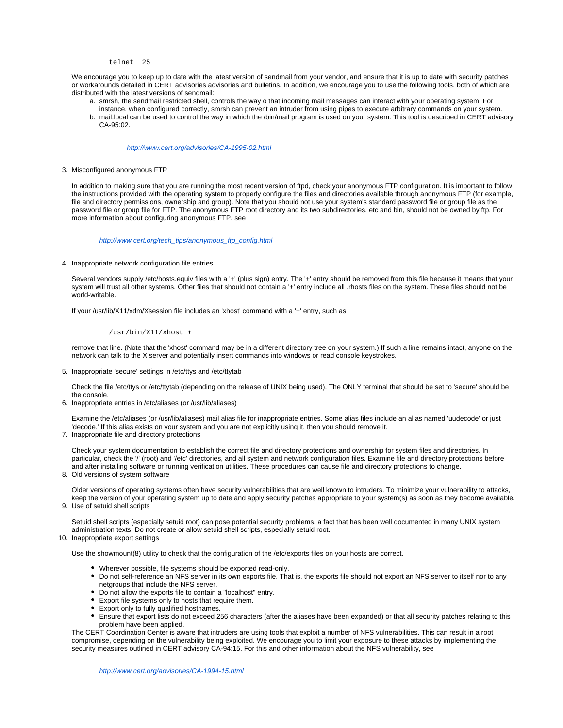```
telnet  25
```

We encourage you to keep up to date with the latest version of sendmail from your vendor, and ensure that it is up to date with security patches or workarounds detailed in CERT advisories advisories and bulletins. In addition, we encourage you to use the following tools, both of which are distributed with the latest versions of sendmail:

a. smrsh, the sendmail restricted shell, controls the way o that incoming mail messages can interact with your operating system. For instance, when configured correctly, smrsh can prevent an intruder from using pipes to execute arbitrary commands on your system.
b. mail.local can be used to control the way in which the /bin/mail program is used on your system. This tool is described in CERT advisory CA-95:02.

> *http://www.cert.org/advisories/CA-1995-02.html*

3. Misconfigured anonymous FTP

   In addition to making sure that you are running the most recent version of ftpd, check your anonymous FTP configuration. It is important to follow the instructions provided with the operating system to properly configure the files and directories available through anonymous FTP (for example, file and directory permissions, ownership and group). Note that you should not use your system's standard password file or group file as the password file or group file for FTP. The anonymous FTP root directory and its two subdirectories, etc and bin, should not be owned by ftp. For more information about configuring anonymous FTP, see

   > *http://www.cert.org/tech_tips/anonymous_ftp_config.html*

4. Inappropriate network configuration file entries

   Several vendors supply /etc/hosts.equiv files with a '+' (plus sign) entry. The '+' entry should be removed from this file because it means that your system will trust all other systems. Other files that should not contain a '+' entry include all .rhosts files on the system. These files should not be world-writable.

   If your /usr/lib/X11/xdm/Xsession file includes an 'xhost' command with a '+' entry, such as

   ```
   /usr/bin/X11/xhost +
   ```

   remove that line. (Note that the 'xhost' command may be in a different directory tree on your system.) If such a line remains intact, anyone on the network can talk to the X server and potentially insert commands into windows or read console keystrokes.

5. Inappropriate 'secure' settings in /etc/ttys and /etc/ttytab

   Check the file /etc/ttys or /etc/ttytab (depending on the release of UNIX being used). The ONLY terminal that should be set to 'secure' should be the console.

6. Inappropriate entries in /etc/aliases (or /usr/lib/aliases)

   Examine the /etc/aliases (or /usr/lib/aliases) mail alias file for inappropriate entries. Some alias files include an alias named 'uudecode' or just 'decode.' If this alias exists on your system and you are not explicitly using it, then you should remove it.

7. Inappropriate file and directory protections

   Check your system documentation to establish the correct file and directory protections and ownership for system files and directories. In particular, check the '/' (root) and '/etc' directories, and all system and network configuration files. Examine file and directory protections before and after installing software or running verification utilities. These procedures can cause file and directory protections to change.

8. Old versions of system software

   Older versions of operating systems often have security vulnerabilities that are well known to intruders. To minimize your vulnerability to attacks, keep the version of your operating system up to date and apply security patches appropriate to your system(s) as soon as they become available.

9. Use of setuid shell scripts

   Setuid shell scripts (especially setuid root) can pose potential security problems, a fact that has been well documented in many UNIX system administration texts. Do not create or allow setuid shell scripts, especially setuid root.

10. Inappropriate export settings

    Use the showmount(8) utility to check that the configuration of the /etc/exports files on your hosts are correct.

    - Wherever possible, file systems should be exported read-only.
    - Do not self-reference an NFS server in its own exports file. That is, the exports file should not export an NFS server to itself nor to any netgroups that include the NFS server.
    - Do not allow the exports file to contain a "localhost" entry.
    - Export file systems only to hosts that require them.
    - Export only to fully qualified hostnames.
    - Ensure that export lists do not exceed 256 characters (after the aliases have been expanded) or that all security patches relating to this problem have been applied.

    The CERT Coordination Center is aware that intruders are using tools that exploit a number of NFS vulnerabilities. This can result in a root compromise, depending on the vulnerability being exploited. We encourage you to limit your exposure to these attacks by implementing the security measures outlined in CERT advisory CA-94:15. For this and other information about the NFS vulnerability, see

    > *http://www.cert.org/advisories/CA-1994-15.html*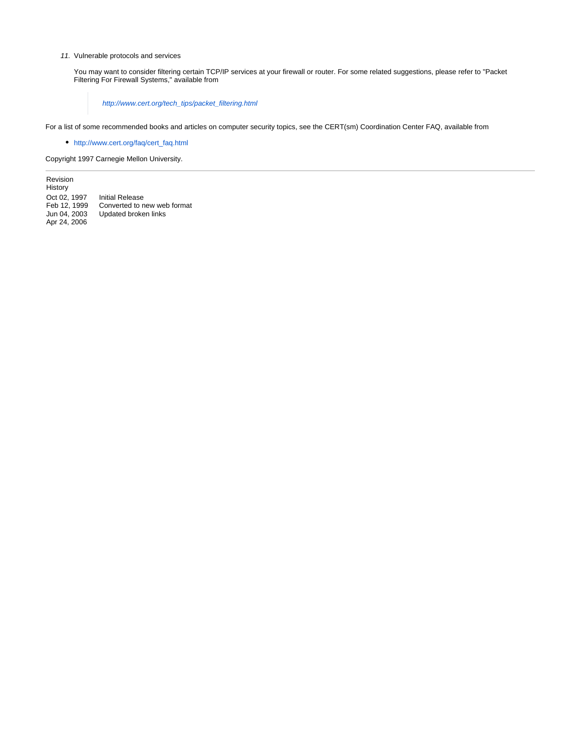11. *Vulnerable protocols and services*

    You may want to consider filtering certain TCP/IP services at your firewall or router. For some related suggestions, please refer to "Packet Filtering For Firewall Systems," available from

    > *http://www.cert.org/tech_tips/packet_filtering.html*

For a list of some recommended books and articles on computer security topics, see the CERT(sm) Coordination Center FAQ, available from

- http://www.cert.org/faq/cert_faq.html

Copyright 1997 Carnegie Mellon University.

---

| Revision History | |
|---|---|
| Oct 02, 1997 | Initial Release |
| Feb 12, 1999 | Converted to new web format |
| Jun 04, 2003 | Updated broken links |
| Apr 24, 2006 | |